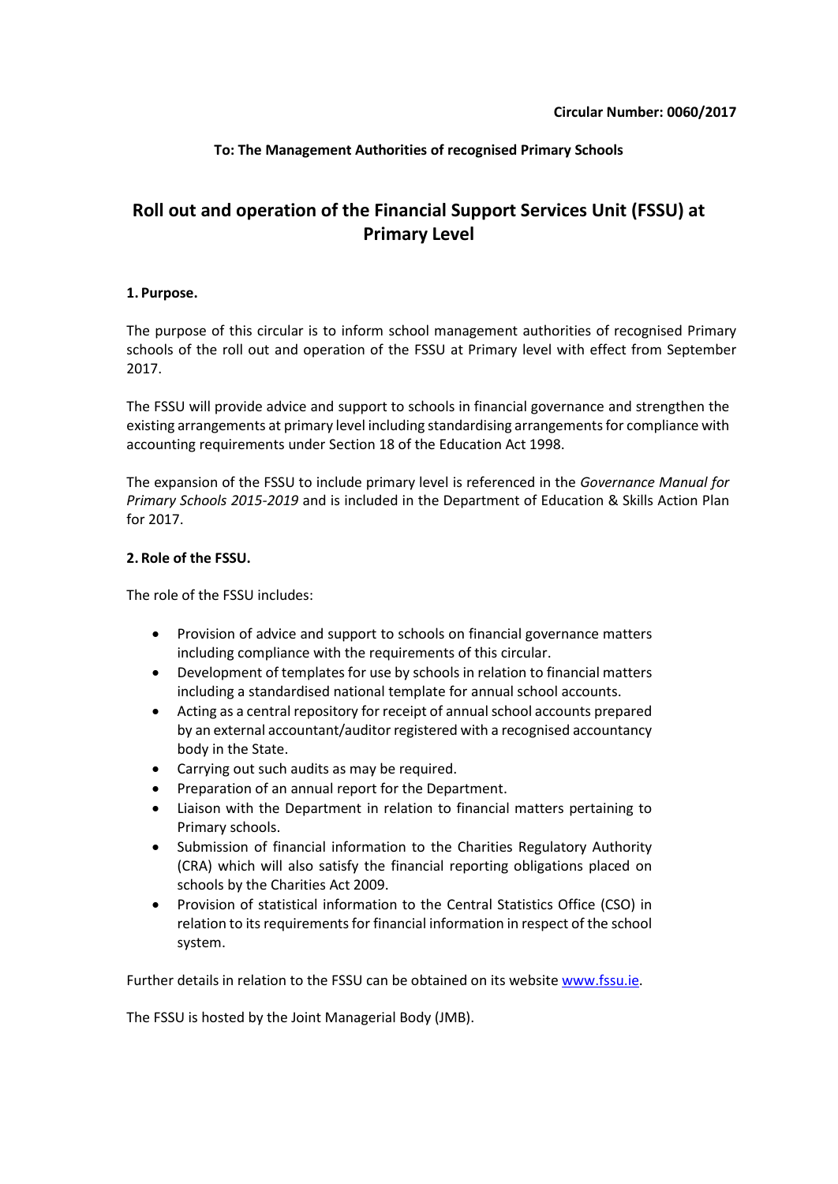**Circular Number: 0060/2017**

**To: The Management Authorities of recognised Primary Schools**

# Roll out and operation of the Financial Support Services Unit (FSSU) at Primary Level

**1. Purpose.**

The purpose of this circular is to inform school management authorities of recognised Primary schools of the roll out and operation of the FSSU at Primary level with effect from September 2017.

The FSSU will provide advice and support to schools in financial governance and strengthen the existing arrangements at primary level including standardising arrangements for compliance with accounting requirements under Section 18 of the Education Act 1998.

The expansion of the FSSU to include primary level is referenced in the *Governance Manual for Primary Schools 2015-2019* and is included in the Department of Education & Skills Action Plan for 2017.

**2. Role of the FSSU.**

The role of the FSSU includes:

- Provision of advice and support to schools on financial governance matters including compliance with the requirements of this circular.
- Development of templates for use by schools in relation to financial matters including a standardised national template for annual school accounts.
- Acting as a central repository for receipt of annual school accounts prepared by an external accountant/auditor registered with a recognised accountancy body in the State.
- Carrying out such audits as may be required.
- Preparation of an annual report for the Department.
- Liaison with the Department in relation to financial matters pertaining to Primary schools.
- Submission of financial information to the Charities Regulatory Authority (CRA) which will also satisfy the financial reporting obligations placed on schools by the Charities Act 2009.
- Provision of statistical information to the Central Statistics Office (CSO) in relation to its requirements for financial information in respect of the school system.

Further details in relation to the FSSU can be obtained on its website [www.fssu.ie](http://www.fssu.ie).

The FSSU is hosted by the Joint Managerial Body (JMB).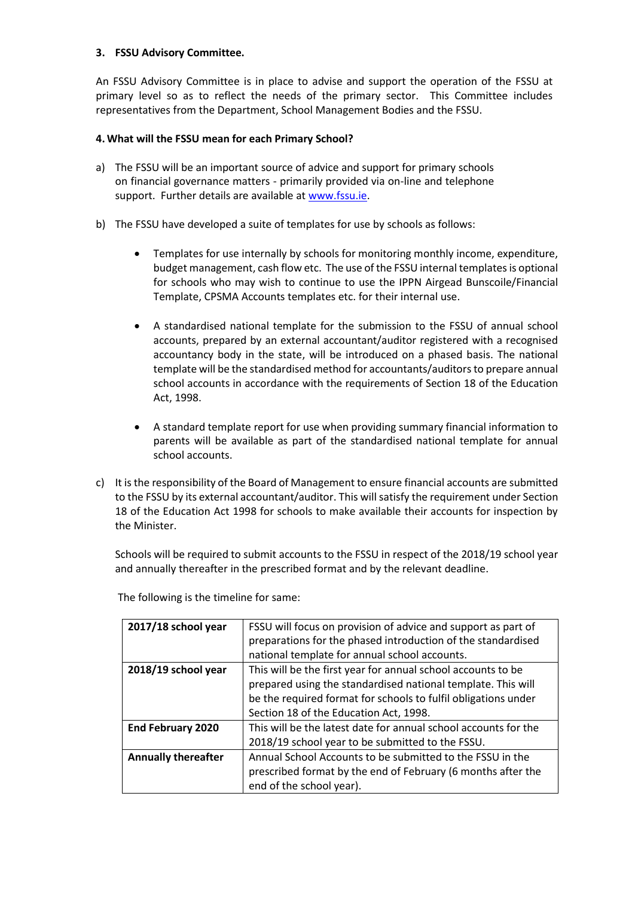### 3. FSSU Advisory Committee.

An FSSU Advisory Committee is in place to advise and support the operation of the FSSU at primary level so as to reflect the needs of the primary sector. This Committee includes representatives from the Department, School Management Bodies and the FSSU.

### 4. What will the FSSU mean for each Primary School?

a) The FSSU will be an important source of advice and support for primary schools on financial governance matters - primarily provided via on-line and telephone support. Further details are available at [www.fssu.ie](http://www.fssu.ie).

b) The FSSU have developed a suite of templates for use by schools as follows:

- Templates for use internally by schools for monitoring monthly income, expenditure, budget management, cash flow etc. The use of the FSSU internal templates is optional for schools who may wish to continue to use the IPPN Airgead Bunscoile/Financial Template, CPSMA Accounts templates etc. for their internal use.

- A standardised national template for the submission to the FSSU of annual school accounts, prepared by an external accountant/auditor registered with a recognised accountancy body in the state, will be introduced on a phased basis. The national template will be the standardised method for accountants/auditors to prepare annual school accounts in accordance with the requirements of Section 18 of the Education Act, 1998.

- A standard template report for use when providing summary financial information to parents will be available as part of the standardised national template for annual school accounts.

c) It is the responsibility of the Board of Management to ensure financial accounts are submitted to the FSSU by its external accountant/auditor. This will satisfy the requirement under Section 18 of the Education Act 1998 for schools to make available their accounts for inspection by the Minister.

Schools will be required to submit accounts to the FSSU in respect of the 2018/19 school year and annually thereafter in the prescribed format and by the relevant deadline.

The following is the timeline for same:

| | |
|---|---|
| **2017/18 school year** | FSSU will focus on provision of advice and support as part of preparations for the phased introduction of the standardised national template for annual school accounts. |
| **2018/19 school year** | This will be the first year for annual school accounts to be prepared using the standardised national template. This will be the required format for schools to fulfil obligations under Section 18 of the Education Act, 1998. |
| **End February 2020** | This will be the latest date for annual school accounts for the 2018/19 school year to be submitted to the FSSU. |
| **Annually thereafter** | Annual School Accounts to be submitted to the FSSU in the prescribed format by the end of February (6 months after the end of the school year). |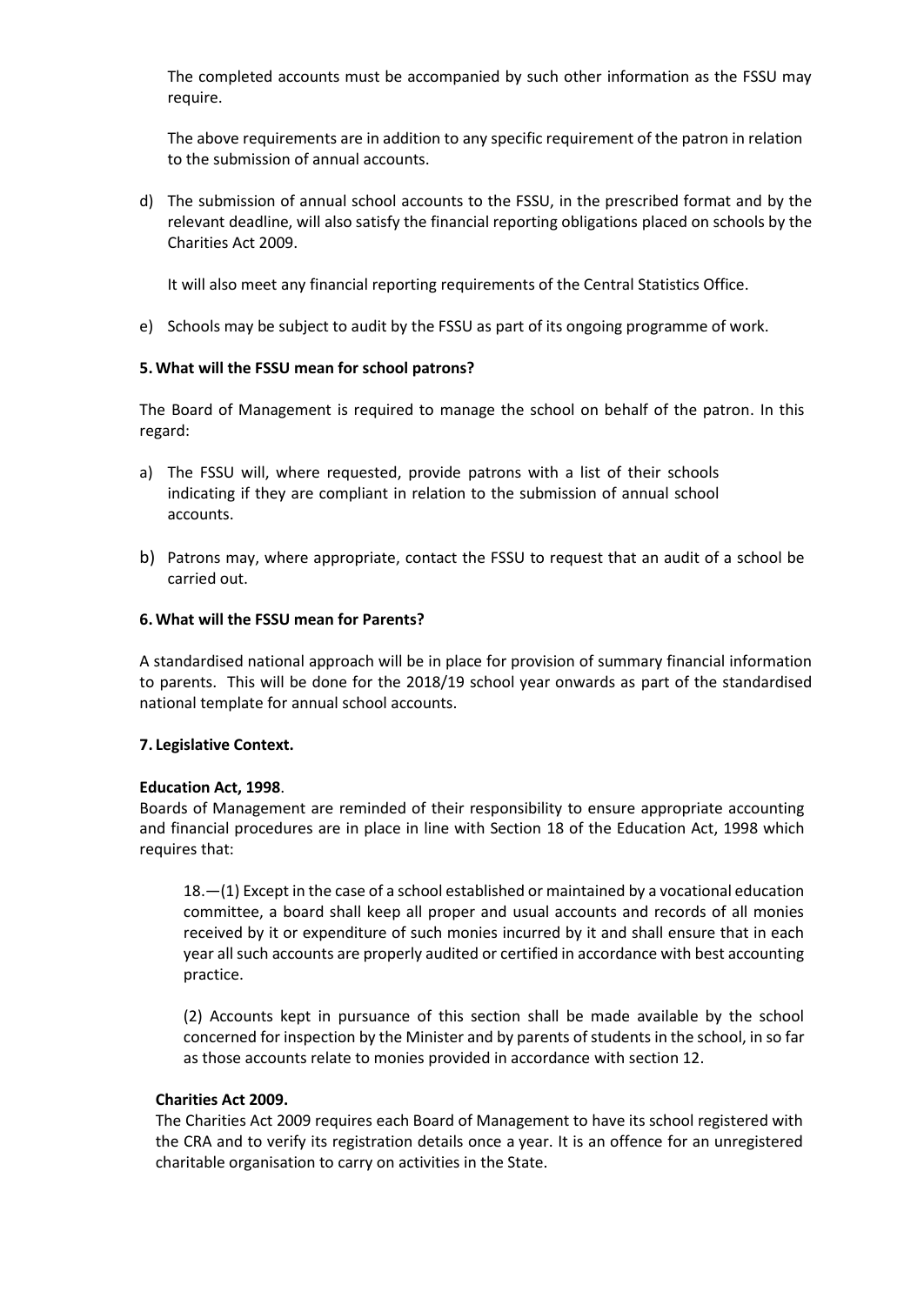The completed accounts must be accompanied by such other information as the FSSU may require.

The above requirements are in addition to any specific requirement of the patron in relation to the submission of annual accounts.

d) The submission of annual school accounts to the FSSU, in the prescribed format and by the relevant deadline, will also satisfy the financial reporting obligations placed on schools by the Charities Act 2009.

   It will also meet any financial reporting requirements of the Central Statistics Office.

e) Schools may be subject to audit by the FSSU as part of its ongoing programme of work.

**5. What will the FSSU mean for school patrons?**

The Board of Management is required to manage the school on behalf of the patron. In this regard:

a) The FSSU will, where requested, provide patrons with a list of their schools indicating if they are compliant in relation to the submission of annual school accounts.

b) Patrons may, where appropriate, contact the FSSU to request that an audit of a school be carried out.

**6. What will the FSSU mean for Parents?**

A standardised national approach will be in place for provision of summary financial information to parents. This will be done for the 2018/19 school year onwards as part of the standardised national template for annual school accounts.

**7. Legislative Context.**

**Education Act, 1998**.

Boards of Management are reminded of their responsibility to ensure appropriate accounting and financial procedures are in place in line with Section 18 of the Education Act, 1998 which requires that:

> 18.—(1) Except in the case of a school established or maintained by a vocational education committee, a board shall keep all proper and usual accounts and records of all monies received by it or expenditure of such monies incurred by it and shall ensure that in each year all such accounts are properly audited or certified in accordance with best accounting practice.
>
> (2) Accounts kept in pursuance of this section shall be made available by the school concerned for inspection by the Minister and by parents of students in the school, in so far as those accounts relate to monies provided in accordance with section 12.

**Charities Act 2009.**

The Charities Act 2009 requires each Board of Management to have its school registered with the CRA and to verify its registration details once a year. It is an offence for an unregistered charitable organisation to carry on activities in the State.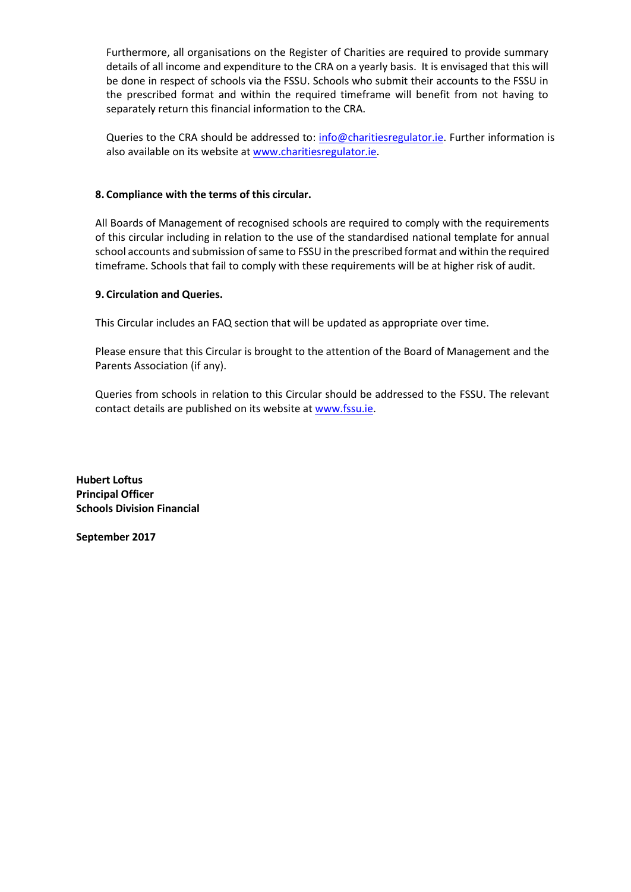Furthermore, all organisations on the Register of Charities are required to provide summary details of all income and expenditure to the CRA on a yearly basis. It is envisaged that this will be done in respect of schools via the FSSU. Schools who submit their accounts to the FSSU in the prescribed format and within the required timeframe will benefit from not having to separately return this financial information to the CRA.

Queries to the CRA should be addressed to: info@charitiesregulator.ie. Further information is also available on its website at www.charitiesregulator.ie.

### 8. Compliance with the terms of this circular.

All Boards of Management of recognised schools are required to comply with the requirements of this circular including in relation to the use of the standardised national template for annual school accounts and submission of same to FSSU in the prescribed format and within the required timeframe. Schools that fail to comply with these requirements will be at higher risk of audit.

### 9. Circulation and Queries.

This Circular includes an FAQ section that will be updated as appropriate over time.

Please ensure that this Circular is brought to the attention of the Board of Management and the Parents Association (if any).

Queries from schools in relation to this Circular should be addressed to the FSSU. The relevant contact details are published on its website at www.fssu.ie.

**Hubert Loftus**
**Principal Officer**
**Schools Division Financial**

**September 2017**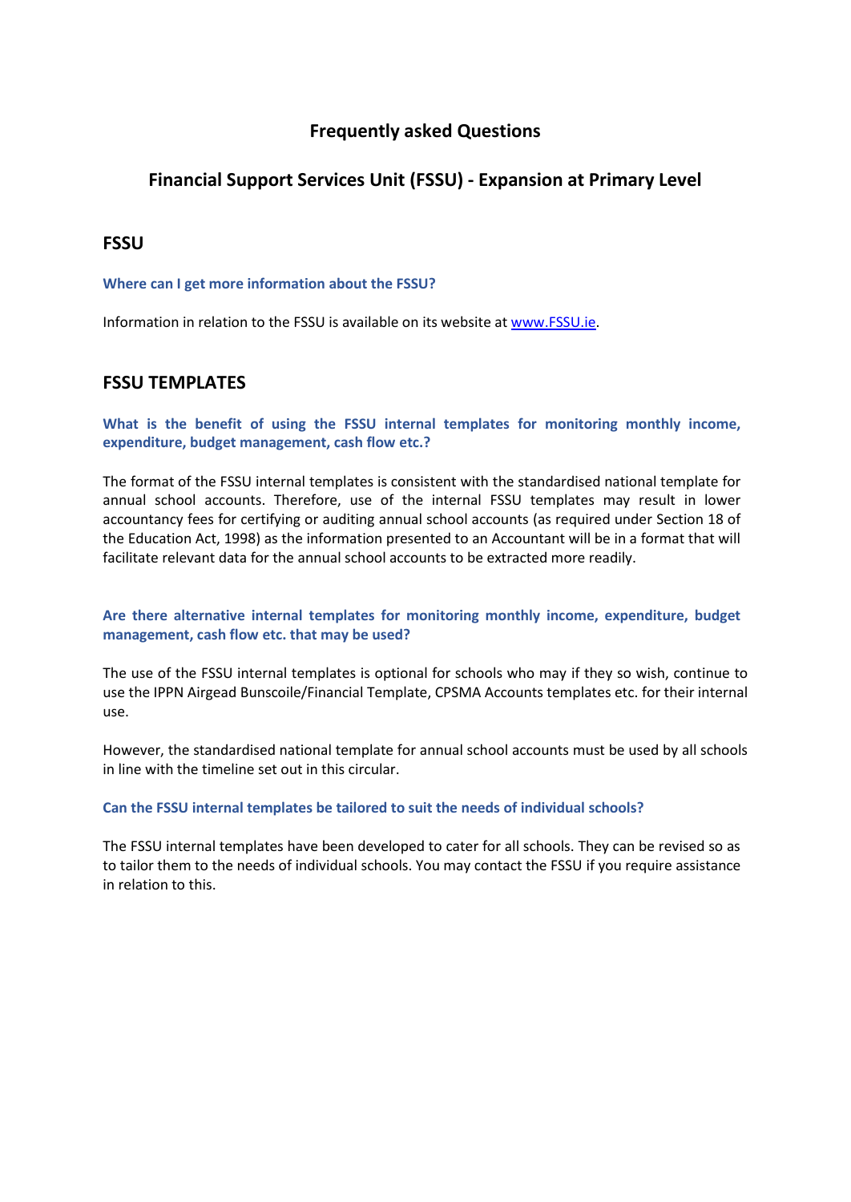# Frequently asked Questions

## Financial Support Services Unit (FSSU) - Expansion at Primary Level

## FSSU

### Where can I get more information about the FSSU?

Information in relation to the FSSU is available on its website at www.FSSU.ie.

## FSSU TEMPLATES

### What is the benefit of using the FSSU internal templates for monitoring monthly income, expenditure, budget management, cash flow etc.?

The format of the FSSU internal templates is consistent with the standardised national template for annual school accounts. Therefore, use of the internal FSSU templates may result in lower accountancy fees for certifying or auditing annual school accounts (as required under Section 18 of the Education Act, 1998) as the information presented to an Accountant will be in a format that will facilitate relevant data for the annual school accounts to be extracted more readily.

### Are there alternative internal templates for monitoring monthly income, expenditure, budget management, cash flow etc. that may be used?

The use of the FSSU internal templates is optional for schools who may if they so wish, continue to use the IPPN Airgead Bunscoile/Financial Template, CPSMA Accounts templates etc. for their internal use.

However, the standardised national template for annual school accounts must be used by all schools in line with the timeline set out in this circular.

### Can the FSSU internal templates be tailored to suit the needs of individual schools?

The FSSU internal templates have been developed to cater for all schools. They can be revised so as to tailor them to the needs of individual schools. You may contact the FSSU if you require assistance in relation to this.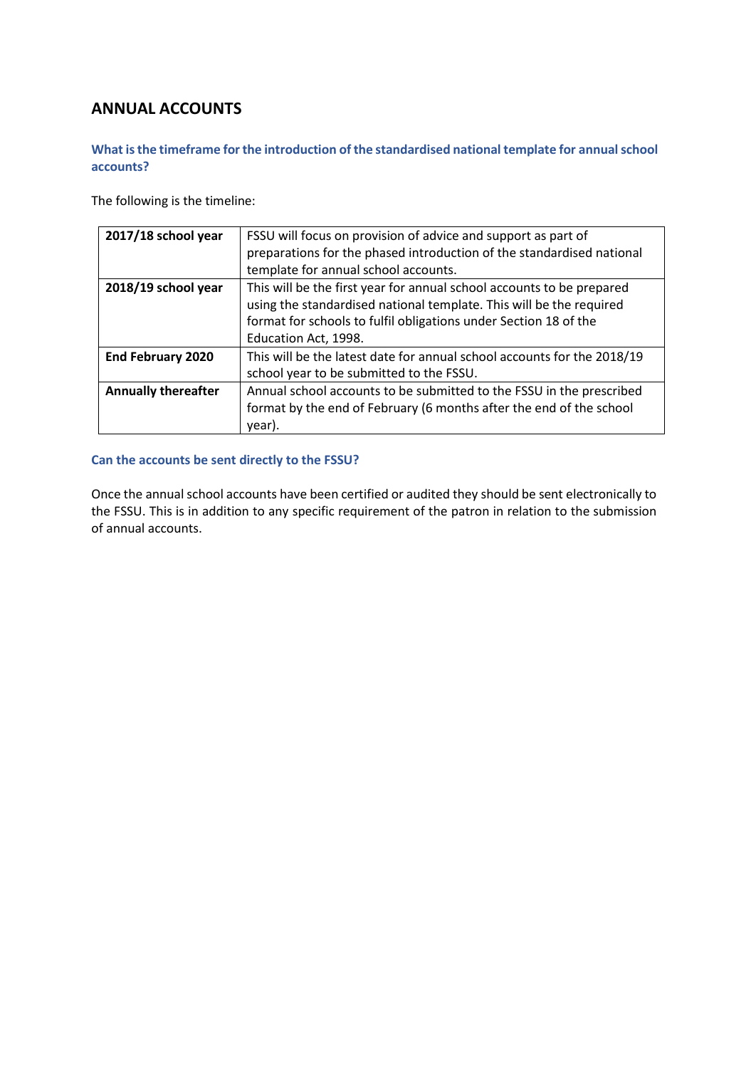## ANNUAL ACCOUNTS

### What is the timeframe for the introduction of the standardised national template for annual school accounts?

The following is the timeline:

| | |
|---|---|
| **2017/18 school year** | FSSU will focus on provision of advice and support as part of preparations for the phased introduction of the standardised national template for annual school accounts. |
| **2018/19 school year** | This will be the first year for annual school accounts to be prepared using the standardised national template. This will be the required format for schools to fulfil obligations under Section 18 of the Education Act, 1998. |
| **End February 2020** | This will be the latest date for annual school accounts for the 2018/19 school year to be submitted to the FSSU. |
| **Annually thereafter** | Annual school accounts to be submitted to the FSSU in the prescribed format by the end of February (6 months after the end of the school year). |

### Can the accounts be sent directly to the FSSU?

Once the annual school accounts have been certified or audited they should be sent electronically to the FSSU. This is in addition to any specific requirement of the patron in relation to the submission of annual accounts.